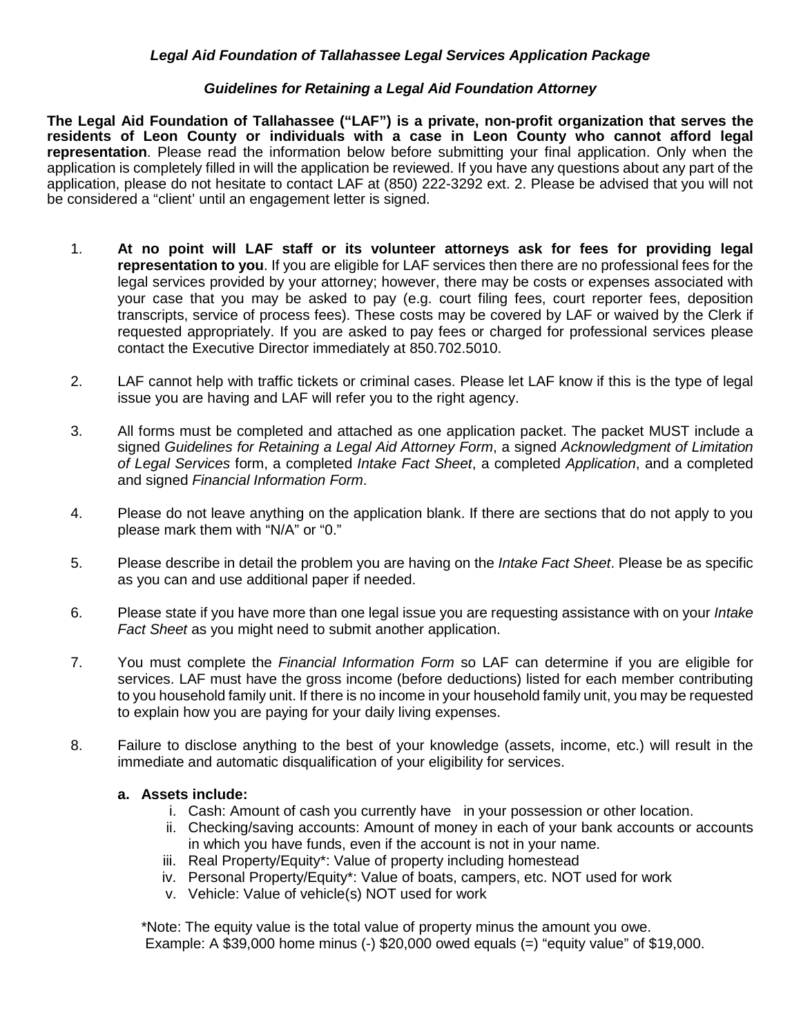***Legal Aid Foundation of Tallahassee Legal Services Application Package***

***Guidelines for Retaining a Legal Aid Foundation Attorney***

**The Legal Aid Foundation of Tallahassee ("LAF") is a private, non-profit organization that serves the residents of Leon County or individuals with a case in Leon County who cannot afford legal representation**. Please read the information below before submitting your final application. Only when the application is completely filled in will the application be reviewed. If you have any questions about any part of the application, please do not hesitate to contact LAF at (850) 222-3292 ext. 2. Please be advised that you will not be considered a "client' until an engagement letter is signed.

1. **At no point will LAF staff or its volunteer attorneys ask for fees for providing legal representation to you**. If you are eligible for LAF services then there are no professional fees for the legal services provided by your attorney; however, there may be costs or expenses associated with your case that you may be asked to pay (e.g. court filing fees, court reporter fees, deposition transcripts, service of process fees). These costs may be covered by LAF or waived by the Clerk if requested appropriately. If you are asked to pay fees or charged for professional services please contact the Executive Director immediately at 850.702.5010.

2. LAF cannot help with traffic tickets or criminal cases. Please let LAF know if this is the type of legal issue you are having and LAF will refer you to the right agency.

3. All forms must be completed and attached as one application packet. The packet MUST include a signed *Guidelines for Retaining a Legal Aid Attorney Form*, a signed *Acknowledgment of Limitation of Legal Services* form, a completed *Intake Fact Sheet*, a completed *Application*, and a completed and signed *Financial Information Form*.

4. Please do not leave anything on the application blank. If there are sections that do not apply to you please mark them with "N/A" or "0."

5. Please describe in detail the problem you are having on the *Intake Fact Sheet*. Please be as specific as you can and use additional paper if needed.

6. Please state if you have more than one legal issue you are requesting assistance with on your *Intake Fact Sheet* as you might need to submit another application.

7. You must complete the *Financial Information Form* so LAF can determine if you are eligible for services. LAF must have the gross income (before deductions) listed for each member contributing to you household family unit. If there is no income in your household family unit, you may be requested to explain how you are paying for your daily living expenses.

8. Failure to disclose anything to the best of your knowledge (assets, income, etc.) will result in the immediate and automatic disqualification of your eligibility for services.

   **a. Assets include:**

      i. Cash: Amount of cash you currently have in your possession or other location.
      ii. Checking/saving accounts: Amount of money in each of your bank accounts or accounts in which you have funds, even if the account is not in your name.
      iii. Real Property/Equity*: Value of property including homestead
      iv. Personal Property/Equity*: Value of boats, campers, etc. NOT used for work
      v. Vehicle: Value of vehicle(s) NOT used for work

   *Note: The equity value is the total value of property minus the amount you owe.
   Example: A $39,000 home minus (-) $20,000 owed equals (=) "equity value" of $19,000.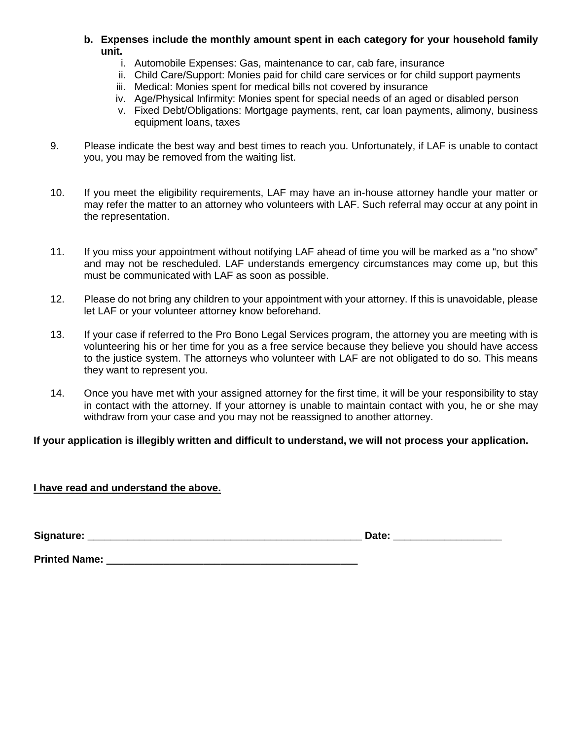b. **Expenses include the monthly amount spent in each category for your household family unit.**
    i. Automobile Expenses: Gas, maintenance to car, cab fare, insurance
    ii. Child Care/Support: Monies paid for child care services or for child support payments
    iii. Medical: Monies spent for medical bills not covered by insurance
    iv. Age/Physical Infirmity: Monies spent for special needs of an aged or disabled person
    v. Fixed Debt/Obligations: Mortgage payments, rent, car loan payments, alimony, business equipment loans, taxes

9. Please indicate the best way and best times to reach you. Unfortunately, if LAF is unable to contact you, you may be removed from the waiting list.

10. If you meet the eligibility requirements, LAF may have an in-house attorney handle your matter or may refer the matter to an attorney who volunteers with LAF. Such referral may occur at any point in the representation.

11. If you miss your appointment without notifying LAF ahead of time you will be marked as a "no show" and may not be rescheduled. LAF understands emergency circumstances may come up, but this must be communicated with LAF as soon as possible.

12. Please do not bring any children to your appointment with your attorney. If this is unavoidable, please let LAF or your volunteer attorney know beforehand.

13. If your case if referred to the Pro Bono Legal Services program, the attorney you are meeting with is volunteering his or her time for you as a free service because they believe you should have access to the justice system. The attorneys who volunteer with LAF are not obligated to do so. This means they want to represent you.

14. Once you have met with your assigned attorney for the first time, it will be your responsibility to stay in contact with the attorney. If your attorney is unable to maintain contact with you, he or she may withdraw from your case and you may not be reassigned to another attorney.

**If your application is illegibly written and difficult to understand, we will not process your application.**

**<u>I have read and understand the above.</u>**

**Signature:** ________________________________________________ **Date:** __________________

**Printed Name:** _____________________________________________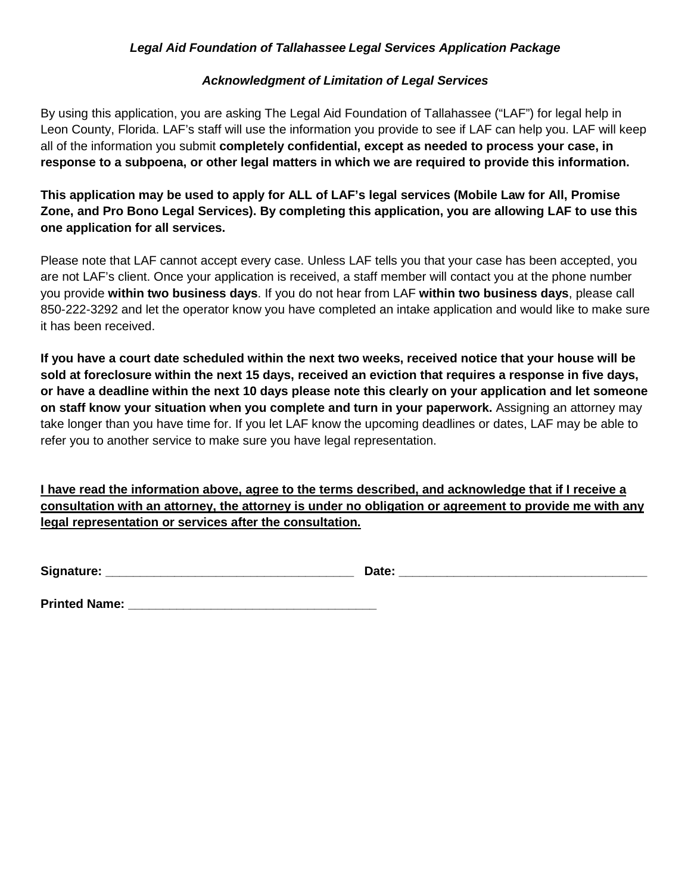***Legal Aid Foundation of Tallahassee Legal Services Application Package***

***Acknowledgment of Limitation of Legal Services***

By using this application, you are asking The Legal Aid Foundation of Tallahassee ("LAF") for legal help in Leon County, Florida. LAF's staff will use the information you provide to see if LAF can help you. LAF will keep all of the information you submit **completely confidential, except as needed to process your case, in response to a subpoena, or other legal matters in which we are required to provide this information.**

**This application may be used to apply for ALL of LAF's legal services (Mobile Law for All, Promise Zone, and Pro Bono Legal Services). By completing this application, you are allowing LAF to use this one application for all services.**

Please note that LAF cannot accept every case. Unless LAF tells you that your case has been accepted, you are not LAF's client. Once your application is received, a staff member will contact you at the phone number you provide **within two business days**. If you do not hear from LAF **within two business days**, please call 850-222-3292 and let the operator know you have completed an intake application and would like to make sure it has been received.

**If you have a court date scheduled within the next two weeks, received notice that your house will be sold at foreclosure within the next 15 days, received an eviction that requires a response in five days, or have a deadline within the next 10 days please note this clearly on your application and let someone on staff know your situation when you complete and turn in your paperwork.** Assigning an attorney may take longer than you have time for. If you let LAF know the upcoming deadlines or dates, LAF may be able to refer you to another service to make sure you have legal representation.

**<u>I have read the information above, agree to the terms described, and acknowledge that if I receive a consultation with an attorney, the attorney is under no obligation or agreement to provide me with any legal representation or services after the consultation.</u>**

**Signature:** ___________________________________ **Date:** ___________________________________

**Printed Name:** ___________________________________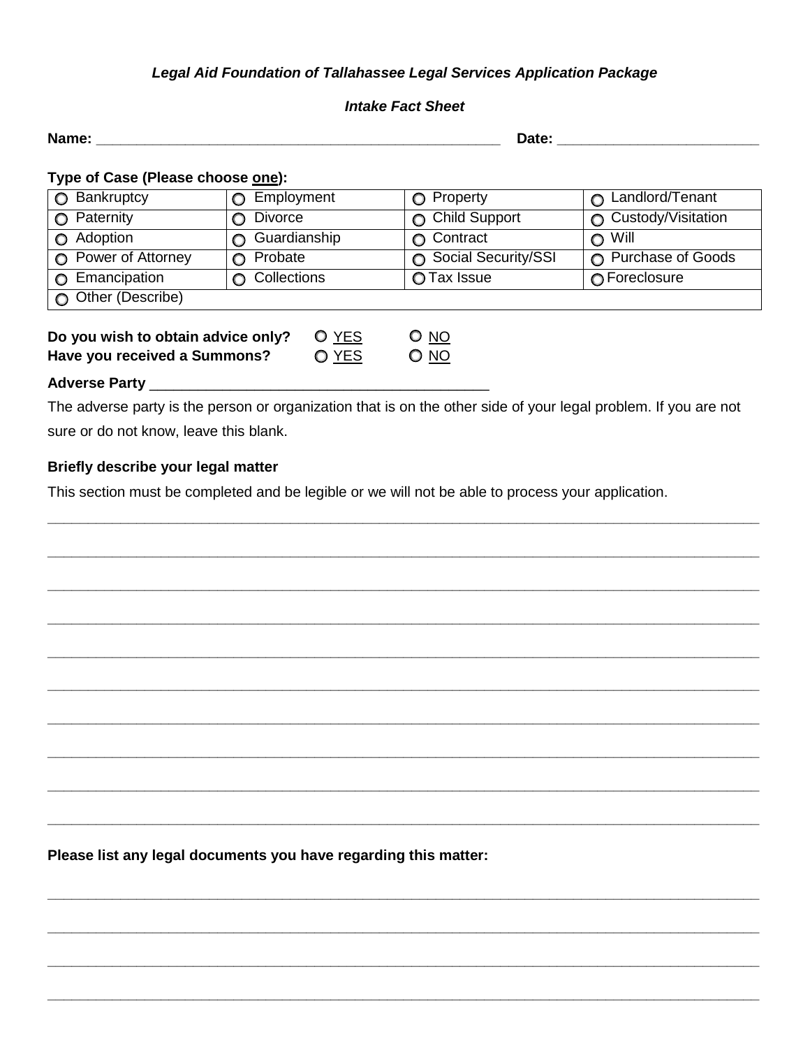***Legal Aid Foundation of Tallahassee Legal Services Application Package***

***Intake Fact Sheet***

**Name:** ____________________________________________________ **Date:** ________________________

**Type of Case (Please choose one):**

| | | | |
|---|---|---|---|
| ○ Bankruptcy | ○ Employment | ○ Property | ○ Landlord/Tenant |
| ○ Paternity | ○ Divorce | ○ Child Support | ○ Custody/Visitation |
| ○ Adoption | ○ Guardianship | ○ Contract | ○ Will |
| ○ Power of Attorney | ○ Probate | ○ Social Security/SSI | ○ Purchase of Goods |
| ○ Emancipation | ○ Collections | ○ Tax Issue | ○ Foreclosure |
| ○ Other (Describe) | | | |

**Do you wish to obtain advice only?** ○ YES ○ NO
**Have you received a Summons?** ○ YES ○ NO

**Adverse Party** ________________________________________

The adverse party is the person or organization that is on the other side of your legal problem. If you are not sure or do not know, leave this blank.

**Briefly describe your legal matter**

This section must be completed and be legible or we will not be able to process your application.

______________________________________________________________________________________

______________________________________________________________________________________

______________________________________________________________________________________

______________________________________________________________________________________

______________________________________________________________________________________

______________________________________________________________________________________

______________________________________________________________________________________

______________________________________________________________________________________

______________________________________________________________________________________

______________________________________________________________________________________

**Please list any legal documents you have regarding this matter:**

______________________________________________________________________________________

______________________________________________________________________________________

______________________________________________________________________________________

______________________________________________________________________________________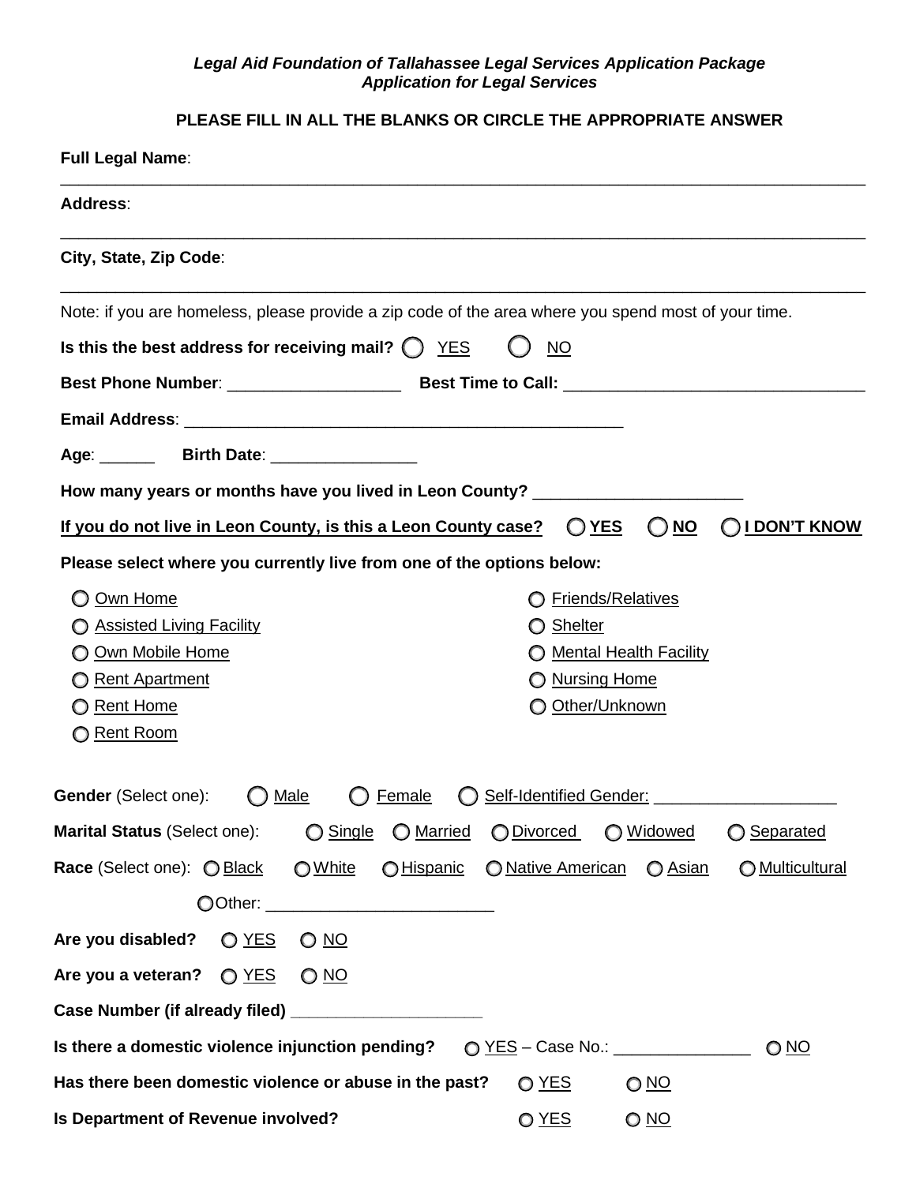***Legal Aid Foundation of Tallahassee Legal Services Application Package***
***Application for Legal Services***

**PLEASE FILL IN ALL THE BLANKS OR CIRCLE THE APPROPRIATE ANSWER**

**Full Legal Name**:

______________________________________________________________________________

**Address**:

______________________________________________________________________________

**City, State, Zip Code**:

______________________________________________________________________________

Note: if you are homeless, please provide a zip code of the area where you spend most of your time.

**Is this the best address for receiving mail?** ○ YES ○ NO

**Best Phone Number**: ___________________ **Best Time to Call:** _________________________________

**Email Address**: _________________________________________________

**Age**: ______ **Birth Date**: ________________

**How many years or months have you lived in Leon County?** _______________________

**If you do not live in Leon County, is this a Leon County case?** ○ **YES** ○ **NO** ○ **I DON'T KNOW**

**Please select where you currently live from one of the options below:**

- ○ Own Home
- ○ Assisted Living Facility
- ○ Own Mobile Home
- ○ Rent Apartment
- ○ Rent Home
- ○ Rent Room
- ○ Friends/Relatives
- ○ Shelter
- ○ Mental Health Facility
- ○ Nursing Home
- ○ Other/Unknown

**Gender** (Select one): ○ Male ○ Female ○ Self-Identified Gender: ___________________

**Marital Status** (Select one): ○ Single ○ Married ○ Divorced ○ Widowed ○ Separated

**Race** (Select one): ○ Black ○ White ○ Hispanic ○ Native American ○ Asian ○ Multicultural

○ Other: ________________________

**Are you disabled?** ○ YES ○ NO

**Are you a veteran?** ○ YES ○ NO

**Case Number (if already filed)** ____________________

**Is there a domestic violence injunction pending?** ○ YES – Case No.: _______________ ○ NO

**Has there been domestic violence or abuse in the past?** ○ YES ○ NO

**Is Department of Revenue involved?** ○ YES ○ NO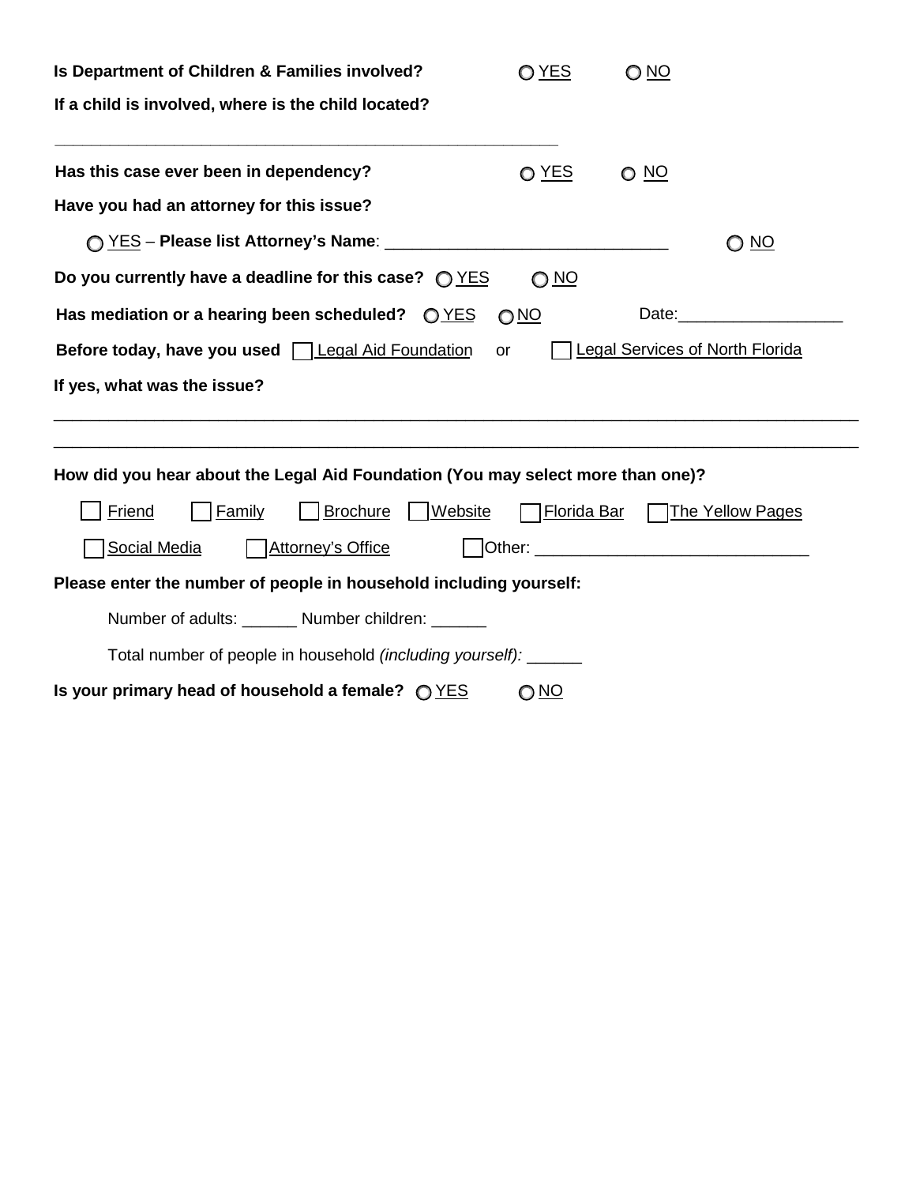**Is Department of Children & Families involved?** ○ YES ○ NO

**If a child is involved, where is the child located?**

______________________________________________________

**Has this case ever been in dependency?** ○ YES ○ NO

**Have you had an attorney for this issue?**

○ YES – **Please list Attorney's Name**: ______________________________ ○ NO

**Do you currently have a deadline for this case?** ○ YES ○ NO

**Has mediation or a hearing been scheduled?** ○ YES ○ NO Date:_________________

**Before today, have you used** ☐ Legal Aid Foundation or ☐ Legal Services of North Florida

**If yes, what was the issue?**

_______________________________________________________________________________

_______________________________________________________________________________

**How did you hear about the Legal Aid Foundation (You may select more than one)?**

☐ Friend ☐ Family ☐ Brochure ☐ Website ☐ Florida Bar ☐ The Yellow Pages

☐ Social Media ☐ Attorney's Office ☐ Other: _____________________________

**Please enter the number of people in household including yourself:**

Number of adults: ______ Number children: ______

Total number of people in household *(including yourself):* ______

**Is your primary head of household a female?** ○ YES ○ NO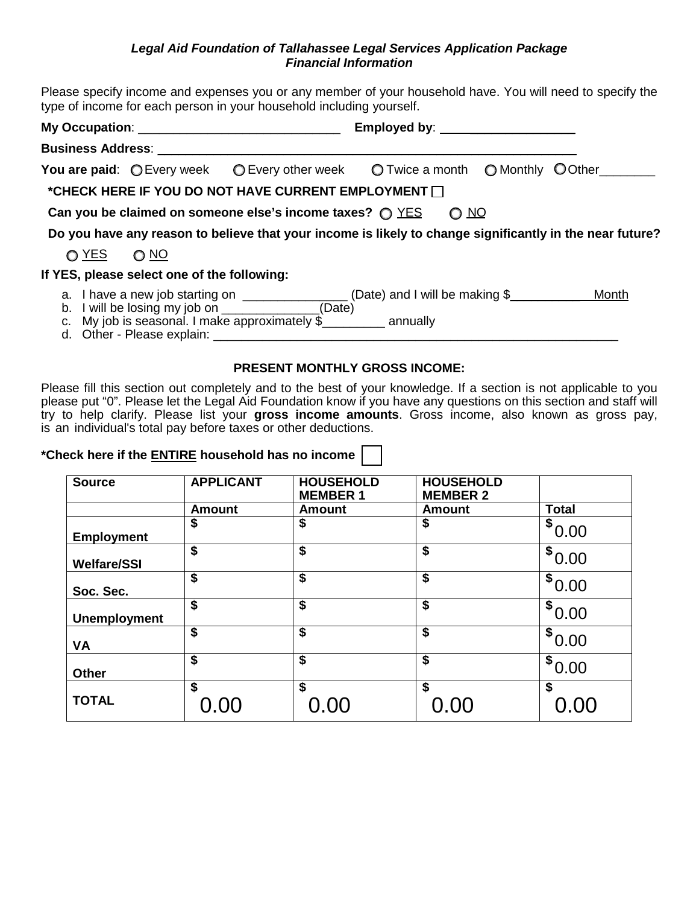***Legal Aid Foundation of Tallahassee Legal Services Application Package***
***Financial Information***

Please specify income and expenses you or any member of your household have. You will need to specify the type of income for each person in your household including yourself.

**My Occupation**: ____________________________ **Employed by**: ___________________

**Business Address**: ___________________________________________________________

**You are paid**: ◯ Every week ◯ Every other week ◯ Twice a month ◯ Monthly ◯ Other________

**\*CHECK HERE IF YOU DO NOT HAVE CURRENT EMPLOYMENT** ☐

**Can you be claimed on someone else's income taxes?** ◯ YES ◯ NO

**Do you have any reason to believe that your income is likely to change significantly in the near future?**

◯ YES ◯ NO

**If YES, please select one of the following:**

a. I have a new job starting on _______________ (Date) and I will be making $____________ Month
b. I will be losing my job on ______________(Date)
c. My job is seasonal. I make approximately $_________ annually
d. Other - Please explain: _____________________________________________________________

**PRESENT MONTHLY GROSS INCOME:**

Please fill this section out completely and to the best of your knowledge. If a section is not applicable to you please put "0". Please let the Legal Aid Foundation know if you have any questions on this section and staff will try to help clarify. Please list your **gross income amounts**. Gross income, also known as gross pay, is an individual's total pay before taxes or other deductions.

**\*Check here if the ENTIRE household has no income** ☐

| Source | APPLICANT | HOUSEHOLD MEMBER 1 | HOUSEHOLD MEMBER 2 | |
|---|---|---|---|---|
| | Amount | Amount | Amount | Total |
| Employment | $ | $ | $ | $ 0.00 |
| Welfare/SSI | $ | $ | $ | $ 0.00 |
| Soc. Sec. | $ | $ | $ | $ 0.00 |
| Unemployment | $ | $ | $ | $ 0.00 |
| VA | $ | $ | $ | $ 0.00 |
| Other | $ | $ | $ | $ 0.00 |
| TOTAL | $ 0.00 | $ 0.00 | $ 0.00 | $ 0.00 |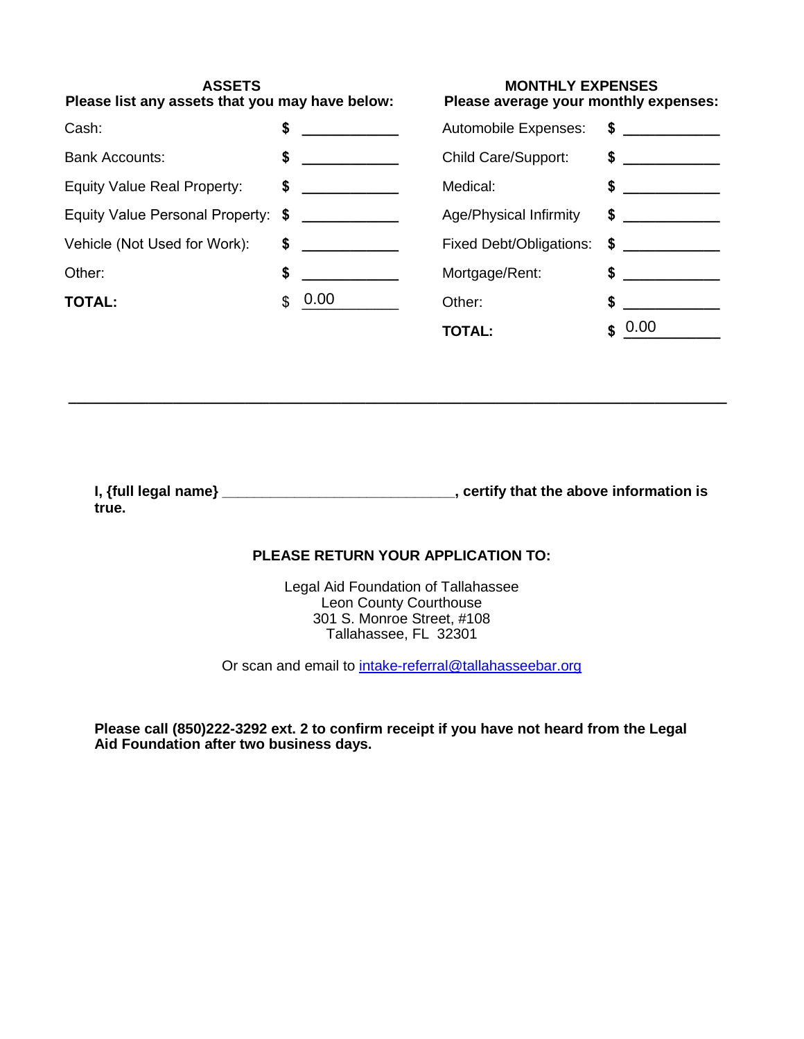**ASSETS**
**Please list any assets that you may have below:**

| | |
|---|---|
| Cash: | $ ____________ |
| Bank Accounts: | $ ____________ |
| Equity Value Real Property: | $ ____________ |
| Equity Value Personal Property: | $ ____________ |
| Vehicle (Not Used for Work): | $ ____________ |
| Other: | $ ____________ |
| **TOTAL:** | $ 0.00 |

**MONTHLY EXPENSES**
**Please average your monthly expenses:**

| | |
|---|---|
| Automobile Expenses: | $ ____________ |
| Child Care/Support: | $ ____________ |
| Medical: | $ ____________ |
| Age/Physical Infirmity | $ ____________ |
| Fixed Debt/Obligations: | $ ____________ |
| Mortgage/Rent: | $ ____________ |
| Other: | $ ____________ |
| **TOTAL:** | $ 0.00 |

---

**I, {full legal name} ____________________________, certify that the above information is true.**

**PLEASE RETURN YOUR APPLICATION TO:**

Legal Aid Foundation of Tallahassee
Leon County Courthouse
301 S. Monroe Street, #108
Tallahassee, FL 32301

Or scan and email to intake-referral@tallahasseebar.org

**Please call (850)222-3292 ext. 2 to confirm receipt if you have not heard from the Legal Aid Foundation after two business days.**